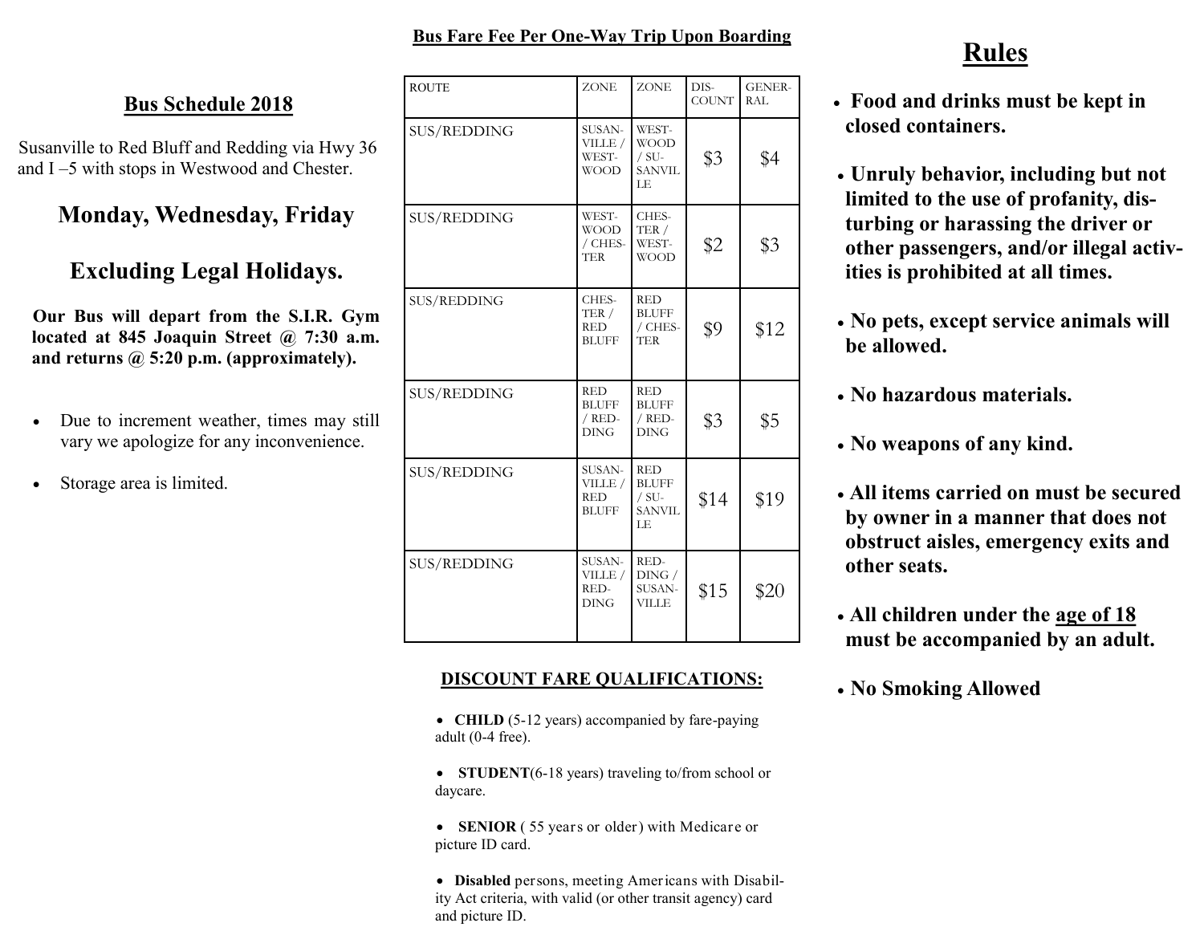## Bus Schedule 2018

Susanville to Red Bluff and Redding via Hwy 36 and I –5 with stops in Westwood and Chester.

## Monday, Wednesday, Friday

## Excluding Legal Holidays.

**Our Bus will depart from the S.I.R. Gym located at 845 Joaquin Street @ 7:30 a.m. and returns @ 5:20 p.m. (approximately).**

- Due to increment weather, times may still vary we apologize for any inconvenience.
- Storage area is limited.

### Bus Fare Fee Per One-Way Trip Upon Boarding

| ROUTE | ZONE | ZONE | DISCOUNT | GENERAL |
|---|---|---|---|---|
| SUS/REDDING | SUSANVILLE / WESTWOOD | WESTWOOD / SUSANVILLE | $3 | $4 |
| SUS/REDDING | WESTWOOD / CHESTER | CHESTER / WESTWOOD | $2 | $3 |
| SUS/REDDING | CHESTER / RED BLUFF | RED BLUFF / CHESTER | $9 | $12 |
| SUS/REDDING | RED BLUFF / REDDING | RED BLUFF / REDDING | $3 | $5 |
| SUS/REDDING | SUSANVILLE / RED BLUFF | RED BLUFF / SUSANVILLE | $14 | $19 |
| SUS/REDDING | SUSANVILLE / REDDING | REDDING / SUSANVILLE | $15 | $20 |

### DISCOUNT FARE QUALIFICATIONS:

- **CHILD** (5-12 years) accompanied by fare-paying adult (0-4 free).
- **STUDENT**(6-18 years) traveling to/from school or daycare.
- **SENIOR** ( 55 years or older) with Medicare or picture ID card.
- **Disabled** persons, meeting Americans with Disability Act criteria, with valid (or other transit agency) card and picture ID.

## Rules

- **Food and drinks must be kept in closed containers.**
- **Unruly behavior, including but not limited to the use of profanity, disturbing or harassing the driver or other passengers, and/or illegal activities is prohibited at all times.**
- **No pets, except service animals will be allowed.**
- **No hazardous materials.**
- **No weapons of any kind.**
- **All items carried on must be secured by owner in a manner that does not obstruct aisles, emergency exits and other seats.**
- **All children under the age of 18 must be accompanied by an adult.**
- **No Smoking Allowed**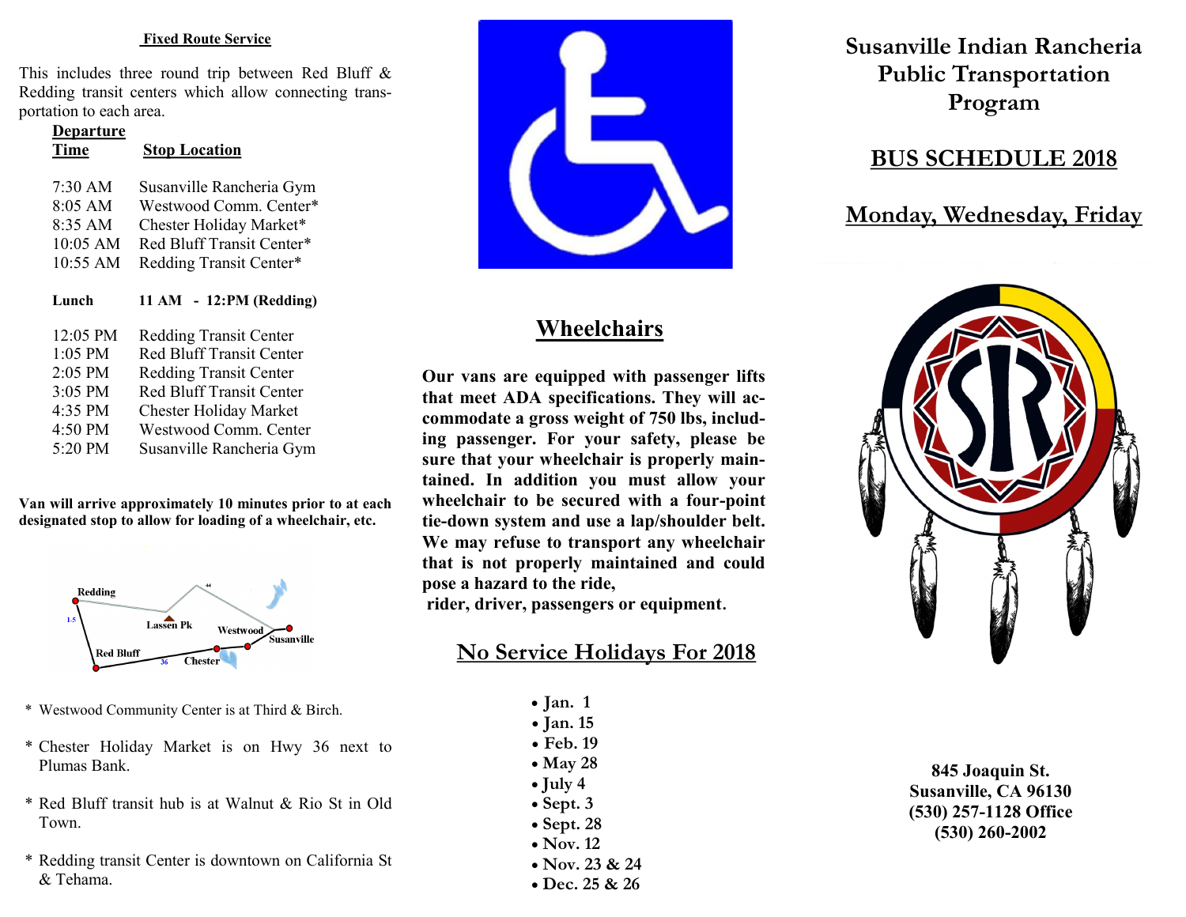**Fixed Route Service**

This includes three round trip between Red Bluff & Redding transit centers which allow connecting transportation to each area.

| Departure Time | Stop Location |
| --- | --- |
| 7:30 AM | Susanville Rancheria Gym |
| 8:05 AM | Westwood Comm. Center* |
| 8:35 AM | Chester Holiday Market* |
| 10:05 AM | Red Bluff Transit Center* |
| 10:55 AM | Redding Transit Center* |
| **Lunch** | **11 AM - 12:PM (Redding)** |
| 12:05 PM | Redding Transit Center |
| 1:05 PM | Red Bluff Transit Center |
| 2:05 PM | Redding Transit Center |
| 3:05 PM | Red Bluff Transit Center |
| 4:35 PM | Chester Holiday Market |
| 4:50 PM | Westwood Comm. Center |
| 5:20 PM | Susanville Rancheria Gym |

**Van will arrive approximately 10 minutes prior to at each designated stop to allow for loading of a wheelchair, etc.**

Redding
I-5
Lassen Pk
44
Westwood
Susanville
Red Bluff
36
Chester

\* Westwood Community Center is at Third & Birch.

\* Chester Holiday Market is on Hwy 36 next to Plumas Bank.

\* Red Bluff transit hub is at Walnut & Rio St in Old Town.

\* Redding transit Center is downtown on California St & Tehama.

## Wheelchairs

**Our vans are equipped with passenger lifts that meet ADA specifications. They will accommodate a gross weight of 750 lbs, including passenger. For your safety, please be sure that your wheelchair is properly maintained. In addition you must allow your wheelchair to be secured with a four-point tie-down system and use a lap/shoulder belt. We may refuse to transport any wheelchair that is not properly maintained and could pose a hazard to the ride, rider, driver, passengers or equipment.**

## No Service Holidays For 2018

- **Jan. 1**
- **Jan. 15**
- **Feb. 19**
- **May 28**
- **July 4**
- **Sept. 3**
- **Sept. 28**
- **Nov. 12**
- **Nov. 23 & 24**
- **Dec. 25 & 26**

# Susanville Indian Rancheria Public Transportation Program

## BUS SCHEDULE 2018

## Monday, Wednesday, Friday

**845 Joaquin St.**
**Susanville, CA 96130**
**(530) 257-1128 Office**
**(530) 260-2002**